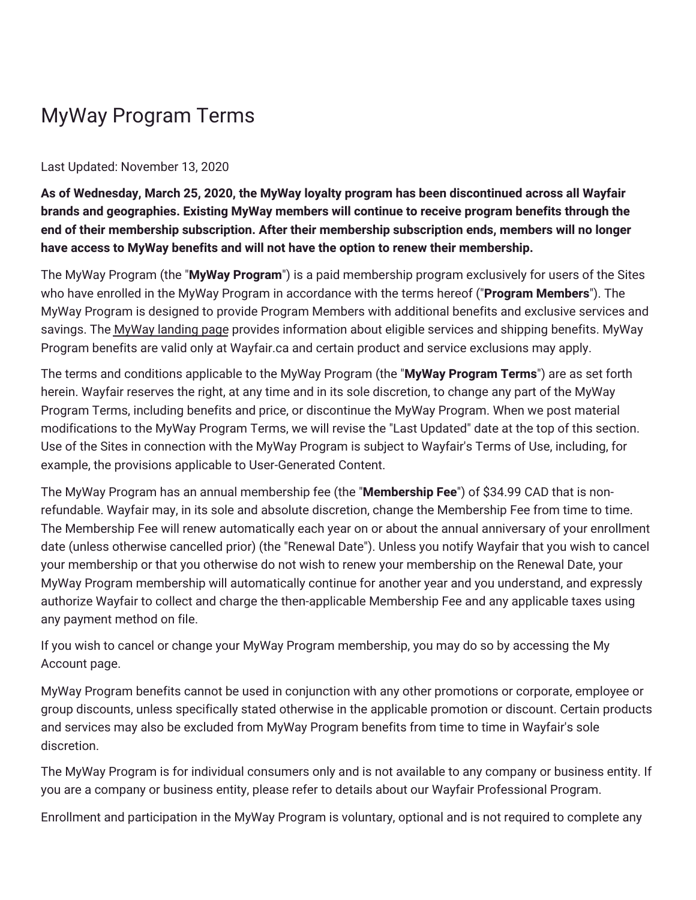# MyWay Program Terms

Last Updated: November 13, 2020

**As of Wednesday, March 25, 2020, the MyWay loyalty program has been discontinued across all Wayfair brands and geographies. Existing MyWay members will continue to receive program benefits through the end of their membership subscription. After their membership subscription ends, members will no longer have access to MyWay benefits and will not have the option to renew their membership.**

The MyWay Program (the "**MyWay Program**") is a paid membership program exclusively for users of the Sites who have enrolled in the MyWay Program in accordance with the terms hereof ("**Program Members**"). The MyWay Program is designed to provide Program Members with additional benefits and exclusive services and savings. The MyWay landing page provides information about eligible services and shipping benefits. MyWay Program benefits are valid only at Wayfair.ca and certain product and service exclusions may apply.

The terms and conditions applicable to the MyWay Program (the "**MyWay Program Terms**") are as set forth herein. Wayfair reserves the right, at any time and in its sole discretion, to change any part of the MyWay Program Terms, including benefits and price, or discontinue the MyWay Program. When we post material modifications to the MyWay Program Terms, we will revise the "Last Updated" date at the top of this section. Use of the Sites in connection with the MyWay Program is subject to Wayfair's Terms of Use, including, for example, the provisions applicable to User-Generated Content.

The MyWay Program has an annual membership fee (the "**Membership Fee**") of $34.99 CAD that is non-refundable. Wayfair may, in its sole and absolute discretion, change the Membership Fee from time to time. The Membership Fee will renew automatically each year on or about the annual anniversary of your enrollment date (unless otherwise cancelled prior) (the "Renewal Date"). Unless you notify Wayfair that you wish to cancel your membership or that you otherwise do not wish to renew your membership on the Renewal Date, your MyWay Program membership will automatically continue for another year and you understand, and expressly authorize Wayfair to collect and charge the then-applicable Membership Fee and any applicable taxes using any payment method on file.

If you wish to cancel or change your MyWay Program membership, you may do so by accessing the My Account page.

MyWay Program benefits cannot be used in conjunction with any other promotions or corporate, employee or group discounts, unless specifically stated otherwise in the applicable promotion or discount. Certain products and services may also be excluded from MyWay Program benefits from time to time in Wayfair's sole discretion.

The MyWay Program is for individual consumers only and is not available to any company or business entity. If you are a company or business entity, please refer to details about our Wayfair Professional Program.

Enrollment and participation in the MyWay Program is voluntary, optional and is not required to complete any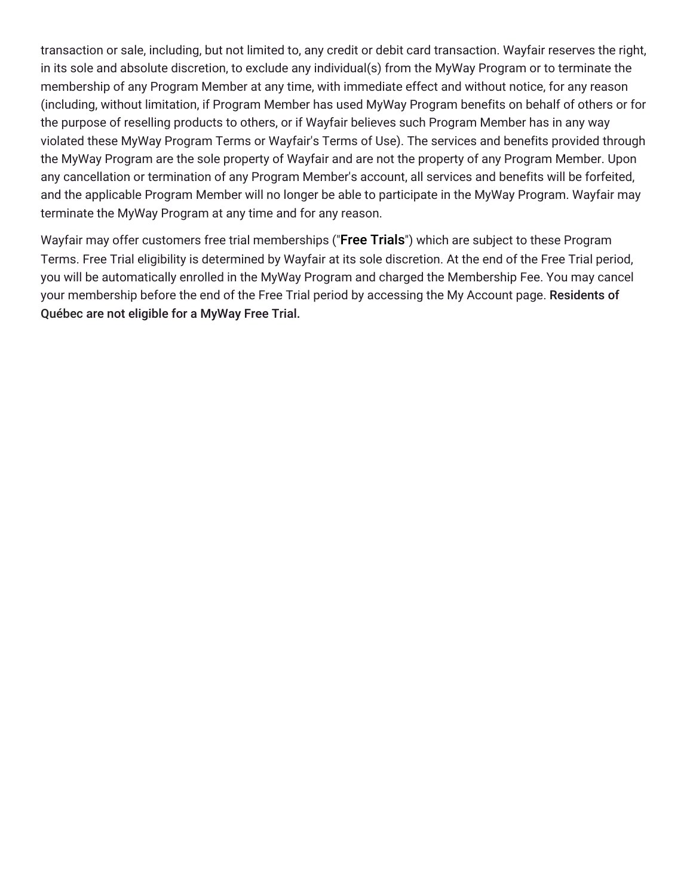transaction or sale, including, but not limited to, any credit or debit card transaction. Wayfair reserves the right, in its sole and absolute discretion, to exclude any individual(s) from the MyWay Program or to terminate the membership of any Program Member at any time, with immediate effect and without notice, for any reason (including, without limitation, if Program Member has used MyWay Program benefits on behalf of others or for the purpose of reselling products to others, or if Wayfair believes such Program Member has in any way violated these MyWay Program Terms or Wayfair's Terms of Use). The services and benefits provided through the MyWay Program are the sole property of Wayfair and are not the property of any Program Member. Upon any cancellation or termination of any Program Member's account, all services and benefits will be forfeited, and the applicable Program Member will no longer be able to participate in the MyWay Program. Wayfair may terminate the MyWay Program at any time and for any reason.

Wayfair may offer customers free trial memberships ("**Free Trials**") which are subject to these Program Terms. Free Trial eligibility is determined by Wayfair at its sole discretion. At the end of the Free Trial period, you will be automatically enrolled in the MyWay Program and charged the Membership Fee. You may cancel your membership before the end of the Free Trial period by accessing the My Account page. **Residents of Québec are not eligible for a MyWay Free Trial.**